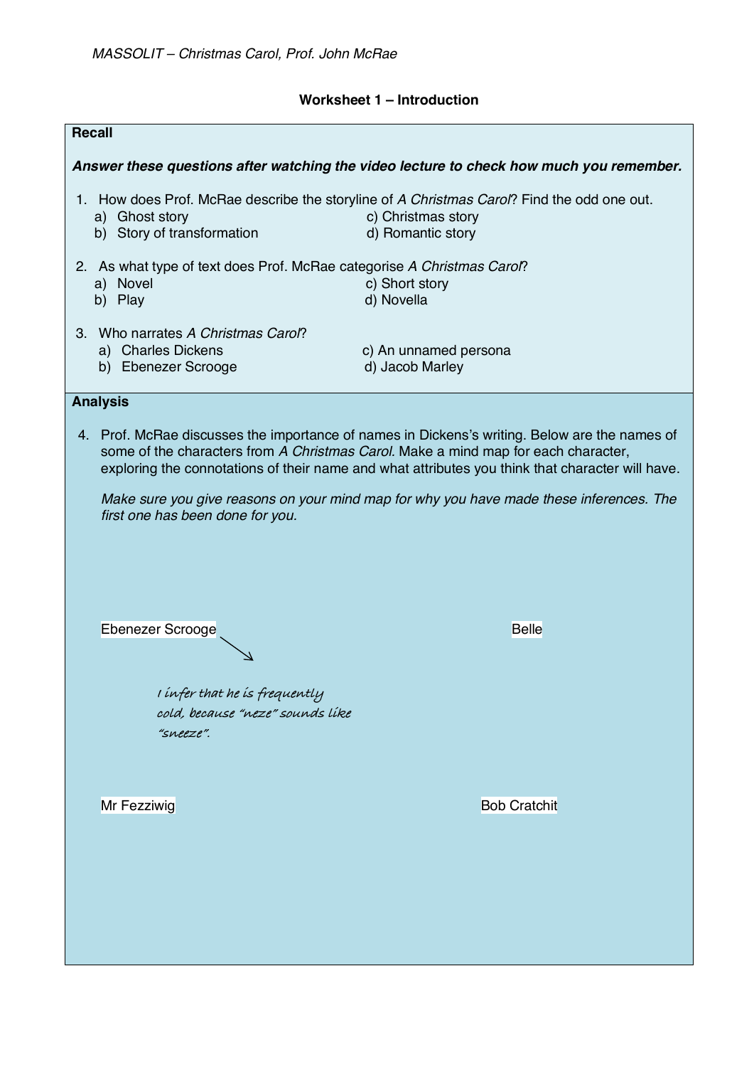**Worksheet 1 – Introduction**

## Recall

***Answer these questions after watching the video lecture to check how much you remember.***

1. How does Prof. McRae describe the storyline of *A Christmas Carol*? Find the odd one out.
   - a) Ghost story
   - b) Story of transformation
   - c) Christmas story
   - d) Romantic story

2. As what type of text does Prof. McRae categorise *A Christmas Carol*?
   - a) Novel
   - b) Play
   - c) Short story
   - d) Novella

3. Who narrates *A Christmas Carol*?
   - a) Charles Dickens
   - b) Ebenezer Scrooge
   - c) An unnamed persona
   - d) Jacob Marley

## Analysis

4. Prof. McRae discusses the importance of names in Dickens's writing. Below are the names of some of the characters from *A Christmas Carol.* Make a mind map for each character, exploring the connotations of their name and what attributes you think that character will have.

   *Make sure you give reasons on your mind map for why you have made these inferences. The first one has been done for you.*

Ebenezer Scrooge

→ *I infer that he is frequently cold, because "neze" sounds like "sneeze".*

Belle

Mr Fezziwig

Bob Cratchit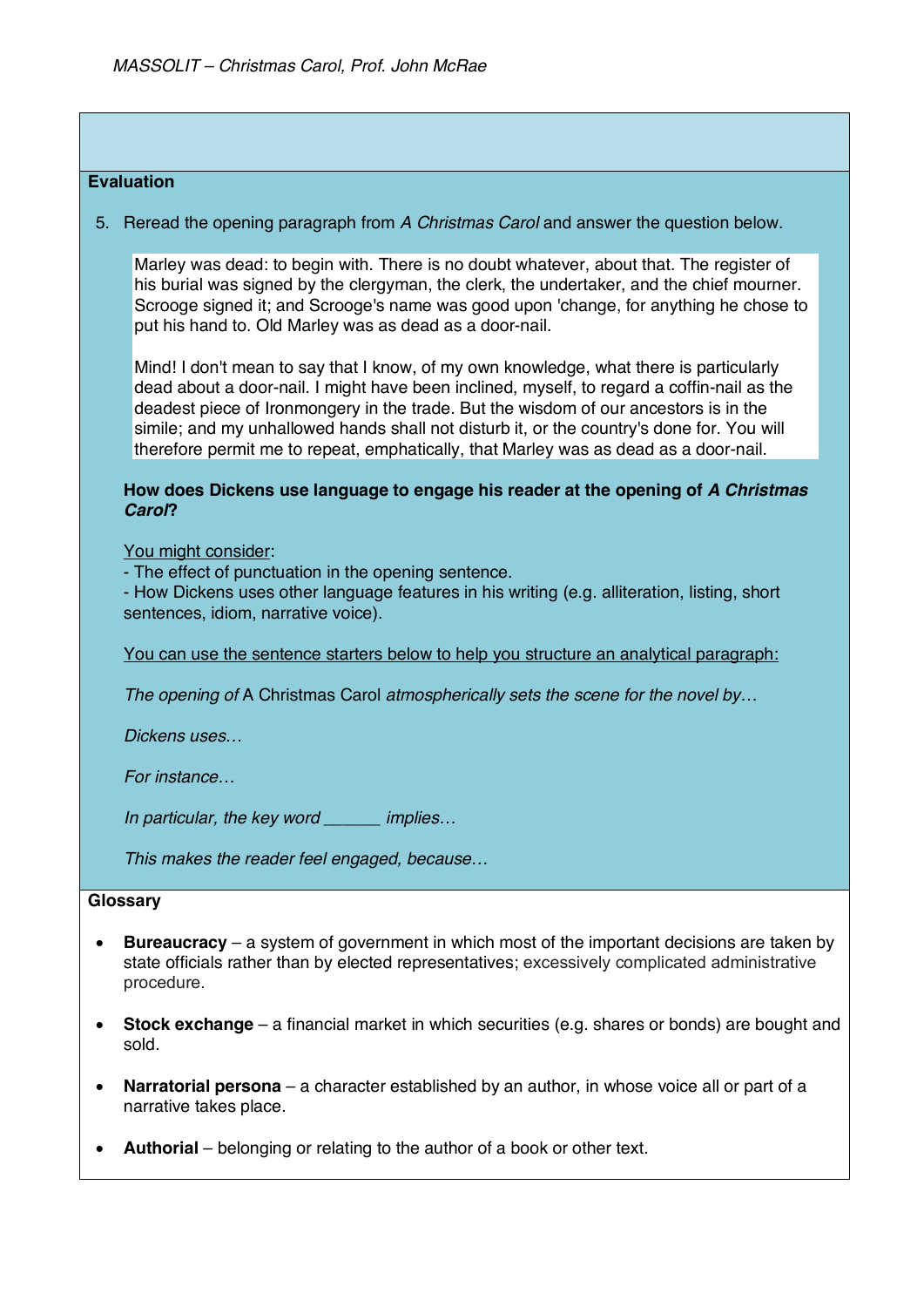## Evaluation

5. Reread the opening paragraph from *A Christmas Carol* and answer the question below.

> Marley was dead: to begin with. There is no doubt whatever, about that. The register of his burial was signed by the clergyman, the clerk, the undertaker, and the chief mourner. Scrooge signed it; and Scrooge's name was good upon 'change, for anything he chose to put his hand to. Old Marley was as dead as a door-nail.
>
> Mind! I don't mean to say that I know, of my own knowledge, what there is particularly dead about a door-nail. I might have been inclined, myself, to regard a coffin-nail as the deadest piece of Ironmongery in the trade. But the wisdom of our ancestors is in the simile; and my unhallowed hands shall not disturb it, or the country's done for. You will therefore permit me to repeat, emphatically, that Marley was as dead as a door-nail.

**How does Dickens use language to engage his reader at the opening of *A Christmas Carol*?**

<u>You might consider</u>:
- The effect of punctuation in the opening sentence.
- How Dickens uses other language features in his writing (e.g. alliteration, listing, short sentences, idiom, narrative voice).

<u>You can use the sentence starters below to help you structure an analytical paragraph:</u>

*The opening of* A Christmas Carol *atmospherically sets the scene for the novel by…*

*Dickens uses…*

*For instance…*

*In particular, the key word ______ implies…*

*This makes the reader feel engaged, because…*

## Glossary

- **Bureaucracy** – a system of government in which most of the important decisions are taken by state officials rather than by elected representatives; excessively complicated administrative procedure.
- **Stock exchange** – a financial market in which securities (e.g. shares or bonds) are bought and sold.
- **Narratorial persona** – a character established by an author, in whose voice all or part of a narrative takes place.
- **Authorial** – belonging or relating to the author of a book or other text.